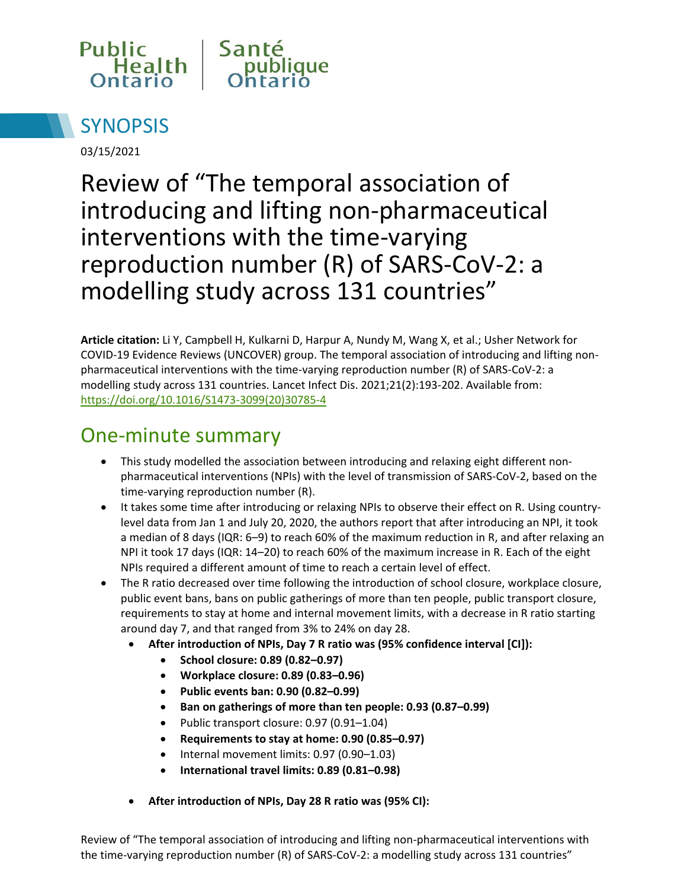Public Health Ontario | Santé publique Ontario

# SYNOPSIS

03/15/2021

# Review of "The temporal association of introducing and lifting non-pharmaceutical interventions with the time-varying reproduction number (R) of SARS-CoV-2: a modelling study across 131 countries"

**Article citation:** Li Y, Campbell H, Kulkarni D, Harpur A, Nundy M, Wang X, et al.; Usher Network for COVID-19 Evidence Reviews (UNCOVER) group. The temporal association of introducing and lifting non-pharmaceutical interventions with the time-varying reproduction number (R) of SARS-CoV-2: a modelling study across 131 countries. Lancet Infect Dis. 2021;21(2):193-202. Available from: https://doi.org/10.1016/S1473-3099(20)30785-4

## One-minute summary

- This study modelled the association between introducing and relaxing eight different non-pharmaceutical interventions (NPIs) with the level of transmission of SARS-CoV-2, based on the time-varying reproduction number (R).
- It takes some time after introducing or relaxing NPIs to observe their effect on R. Using country-level data from Jan 1 and July 20, 2020, the authors report that after introducing an NPI, it took a median of 8 days (IQR: 6–9) to reach 60% of the maximum reduction in R, and after relaxing an NPI it took 17 days (IQR: 14–20) to reach 60% of the maximum increase in R. Each of the eight NPIs required a different amount of time to reach a certain level of effect.
- The R ratio decreased over time following the introduction of school closure, workplace closure, public event bans, bans on public gatherings of more than ten people, public transport closure, requirements to stay at home and internal movement limits, with a decrease in R ratio starting around day 7, and that ranged from 3% to 24% on day 28.
  - **After introduction of NPIs, Day 7 R ratio was (95% confidence interval [CI]):**
    - **School closure: 0.89 (0.82–0.97)**
    - **Workplace closure: 0.89 (0.83–0.96)**
    - **Public events ban: 0.90 (0.82–0.99)**
    - **Ban on gatherings of more than ten people: 0.93 (0.87–0.99)**
    - Public transport closure: 0.97 (0.91–1.04)
    - **Requirements to stay at home: 0.90 (0.85–0.97)**
    - Internal movement limits: 0.97 (0.90–1.03)
    - **International travel limits: 0.89 (0.81–0.98)**
  - **After introduction of NPIs, Day 28 R ratio was (95% CI):**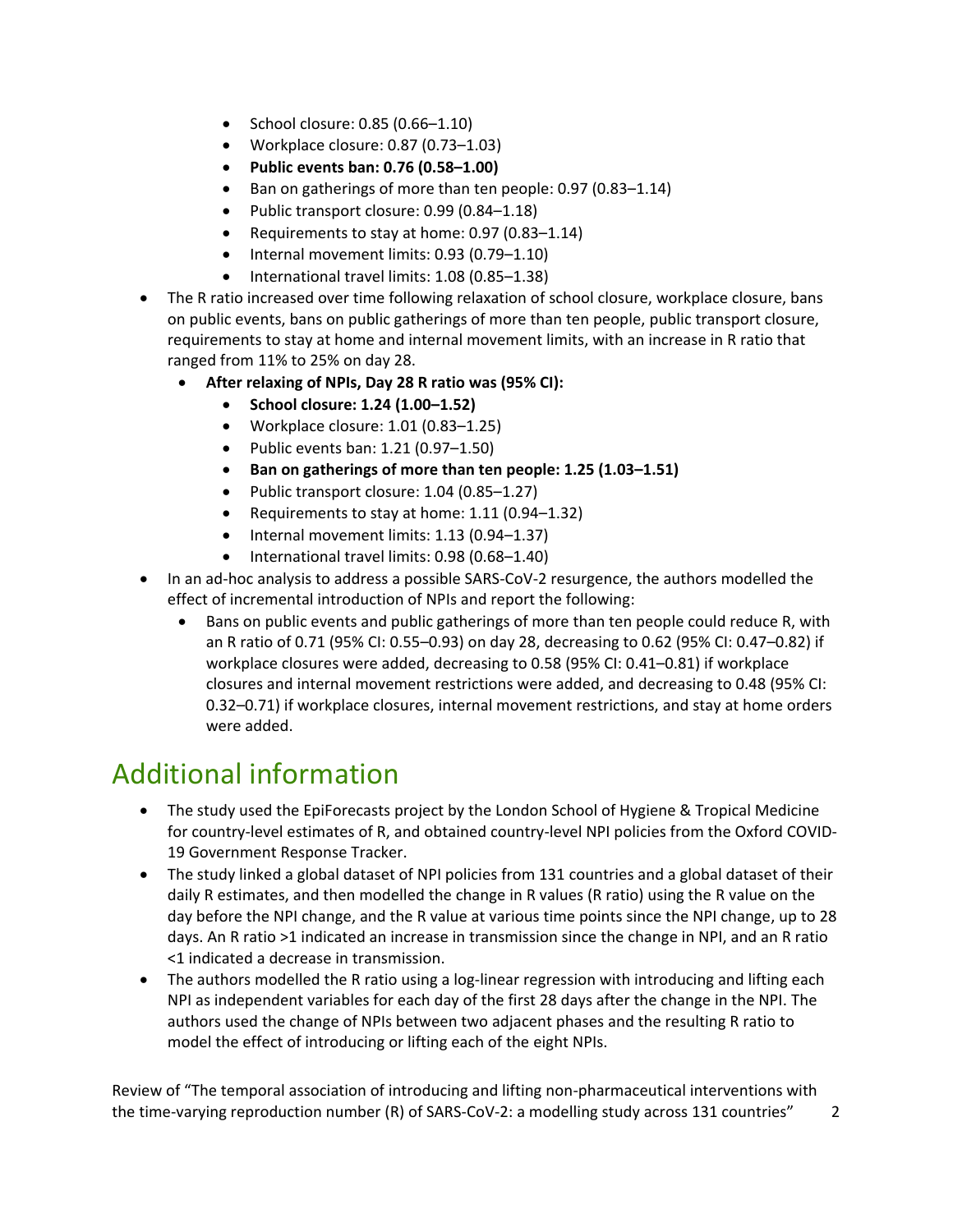- School closure: 0.85 (0.66–1.10)
    - Workplace closure: 0.87 (0.73–1.03)
    - **Public events ban: 0.76 (0.58–1.00)**
    - Ban on gatherings of more than ten people: 0.97 (0.83–1.14)
    - Public transport closure: 0.99 (0.84–1.18)
    - Requirements to stay at home: 0.97 (0.83–1.14)
    - Internal movement limits: 0.93 (0.79–1.10)
    - International travel limits: 1.08 (0.85–1.38)
- The R ratio increased over time following relaxation of school closure, workplace closure, bans on public events, bans on public gatherings of more than ten people, public transport closure, requirements to stay at home and internal movement limits, with an increase in R ratio that ranged from 11% to 25% on day 28.
    - **After relaxing of NPIs, Day 28 R ratio was (95% CI):**
        - **School closure: 1.24 (1.00–1.52)**
        - Workplace closure: 1.01 (0.83–1.25)
        - Public events ban: 1.21 (0.97–1.50)
        - **Ban on gatherings of more than ten people: 1.25 (1.03–1.51)**
        - Public transport closure: 1.04 (0.85–1.27)
        - Requirements to stay at home: 1.11 (0.94–1.32)
        - Internal movement limits: 1.13 (0.94–1.37)
        - International travel limits: 0.98 (0.68–1.40)
- In an ad-hoc analysis to address a possible SARS-CoV-2 resurgence, the authors modelled the effect of incremental introduction of NPIs and report the following:
    - Bans on public events and public gatherings of more than ten people could reduce R, with an R ratio of 0.71 (95% CI: 0.55–0.93) on day 28, decreasing to 0.62 (95% CI: 0.47–0.82) if workplace closures were added, decreasing to 0.58 (95% CI: 0.41–0.81) if workplace closures and internal movement restrictions were added, and decreasing to 0.48 (95% CI: 0.32–0.71) if workplace closures, internal movement restrictions, and stay at home orders were added.

## Additional information

- The study used the EpiForecasts project by the London School of Hygiene & Tropical Medicine for country-level estimates of R, and obtained country-level NPI policies from the Oxford COVID-19 Government Response Tracker.
- The study linked a global dataset of NPI policies from 131 countries and a global dataset of their daily R estimates, and then modelled the change in R values (R ratio) using the R value on the day before the NPI change, and the R value at various time points since the NPI change, up to 28 days. An R ratio >1 indicated an increase in transmission since the change in NPI, and an R ratio <1 indicated a decrease in transmission.
- The authors modelled the R ratio using a log-linear regression with introducing and lifting each NPI as independent variables for each day of the first 28 days after the change in the NPI. The authors used the change of NPIs between two adjacent phases and the resulting R ratio to model the effect of introducing or lifting each of the eight NPIs.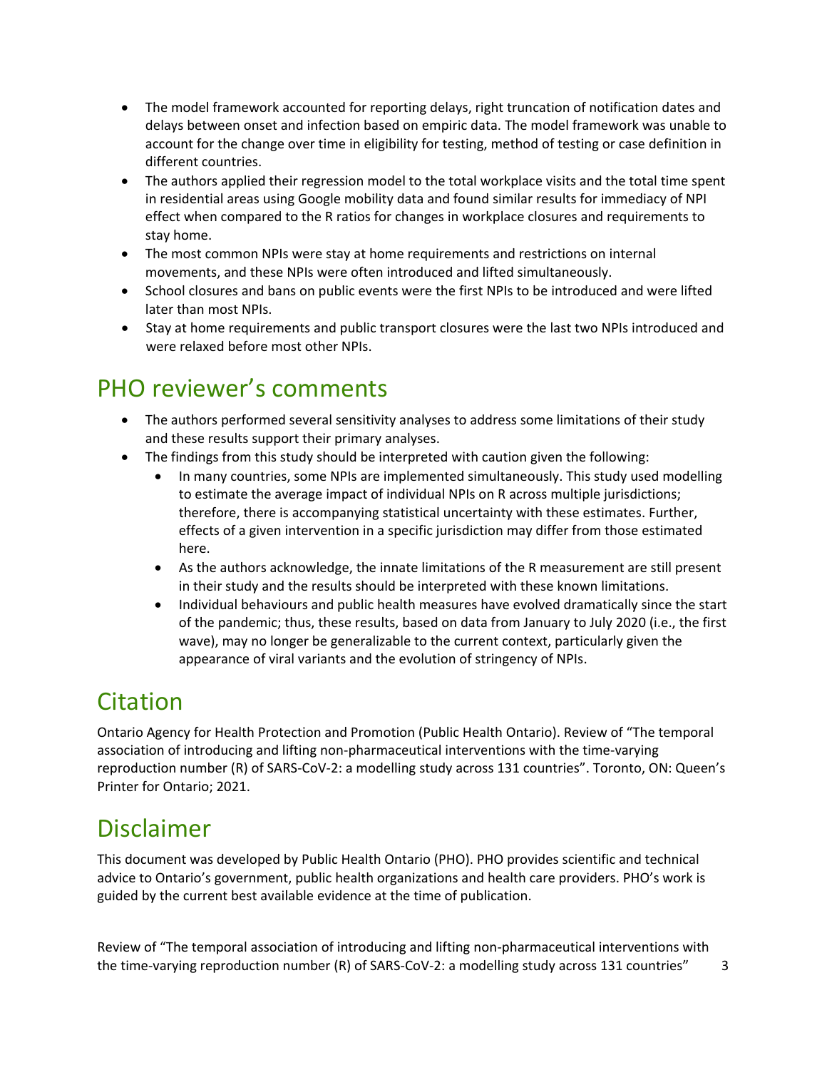- The model framework accounted for reporting delays, right truncation of notification dates and delays between onset and infection based on empiric data. The model framework was unable to account for the change over time in eligibility for testing, method of testing or case definition in different countries.
- The authors applied their regression model to the total workplace visits and the total time spent in residential areas using Google mobility data and found similar results for immediacy of NPI effect when compared to the R ratios for changes in workplace closures and requirements to stay home.
- The most common NPIs were stay at home requirements and restrictions on internal movements, and these NPIs were often introduced and lifted simultaneously.
- School closures and bans on public events were the first NPIs to be introduced and were lifted later than most NPIs.
- Stay at home requirements and public transport closures were the last two NPIs introduced and were relaxed before most other NPIs.

## PHO reviewer's comments

- The authors performed several sensitivity analyses to address some limitations of their study and these results support their primary analyses.
- The findings from this study should be interpreted with caution given the following:
    - In many countries, some NPIs are implemented simultaneously. This study used modelling to estimate the average impact of individual NPIs on R across multiple jurisdictions; therefore, there is accompanying statistical uncertainty with these estimates. Further, effects of a given intervention in a specific jurisdiction may differ from those estimated here.
    - As the authors acknowledge, the innate limitations of the R measurement are still present in their study and the results should be interpreted with these known limitations.
    - Individual behaviours and public health measures have evolved dramatically since the start of the pandemic; thus, these results, based on data from January to July 2020 (i.e., the first wave), may no longer be generalizable to the current context, particularly given the appearance of viral variants and the evolution of stringency of NPIs.

## Citation

Ontario Agency for Health Protection and Promotion (Public Health Ontario). Review of "The temporal association of introducing and lifting non-pharmaceutical interventions with the time-varying reproduction number (R) of SARS-CoV-2: a modelling study across 131 countries". Toronto, ON: Queen's Printer for Ontario; 2021.

## Disclaimer

This document was developed by Public Health Ontario (PHO). PHO provides scientific and technical advice to Ontario's government, public health organizations and health care providers. PHO's work is guided by the current best available evidence at the time of publication.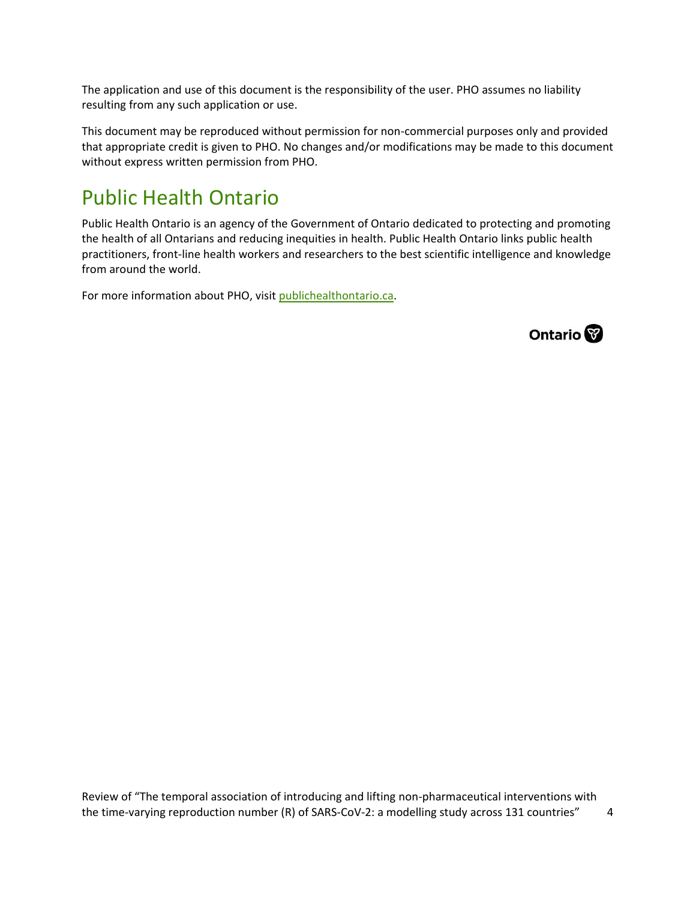The application and use of this document is the responsibility of the user. PHO assumes no liability resulting from any such application or use.

This document may be reproduced without permission for non-commercial purposes only and provided that appropriate credit is given to PHO. No changes and/or modifications may be made to this document without express written permission from PHO.

# Public Health Ontario

Public Health Ontario is an agency of the Government of Ontario dedicated to protecting and promoting the health of all Ontarians and reducing inequities in health. Public Health Ontario links public health practitioners, front-line health workers and researchers to the best scientific intelligence and knowledge from around the world.

For more information about PHO, visit [publichealthontario.ca](publichealthontario.ca).

Ontario